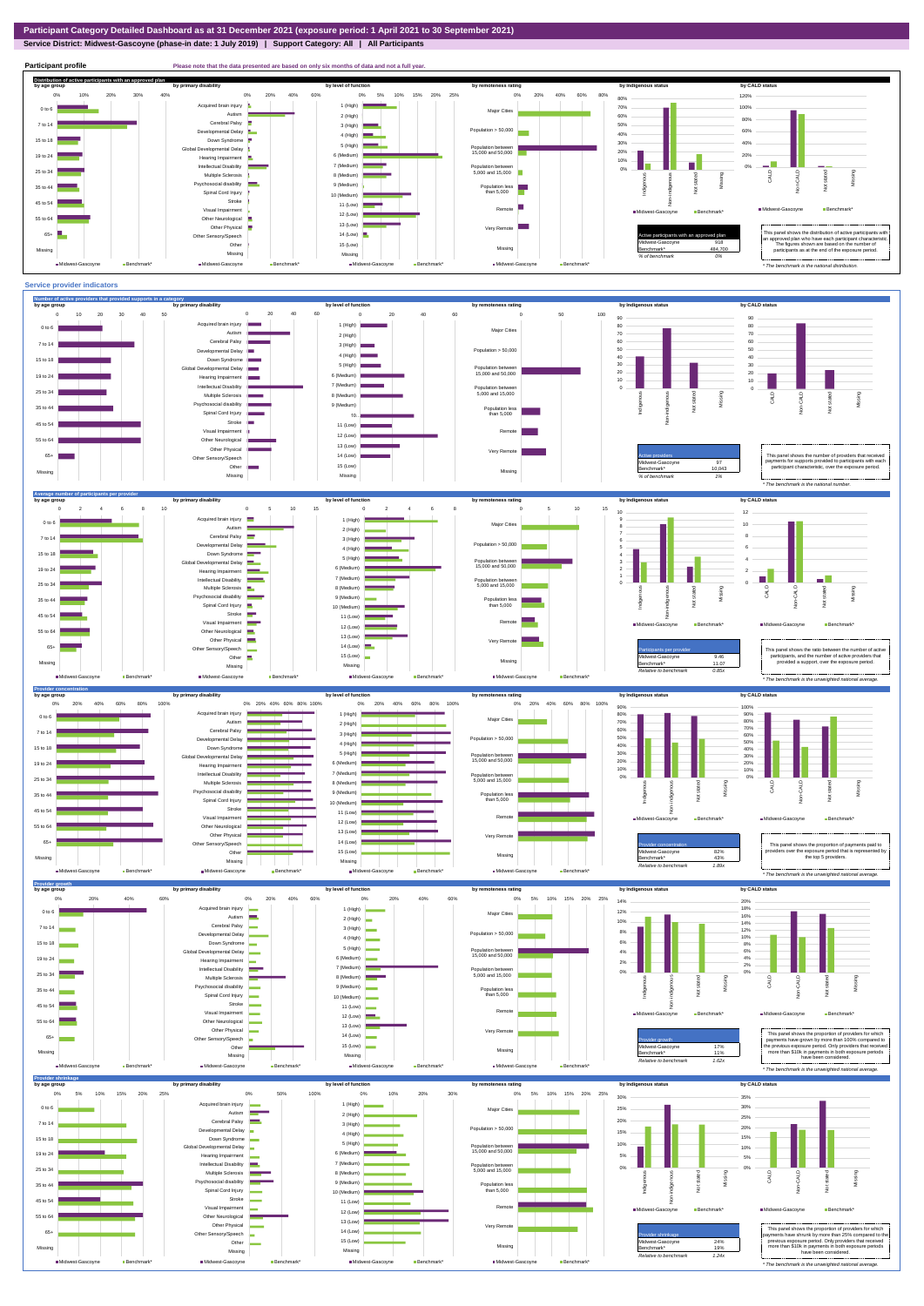# Participant Category Detailed Dashboard as at 31 December 2021 (exposure period: 1 April 2021 to 30 September 2021)

**Service District: Midwest-Gascoyne (phase-in date: 1 July 2019) | Support Category: All | All Participants**

## Participant profile

Please note that the data presented are based on only six months of data and not a full year.

### Distribution of active participants with an approved plan

by age group | by primary disability | by level of function | by remoteness rating | by Indigenous status | by CALD status

| Active participants with an approved plan | |
|---|---|
| Midwest-Gascoyne | 918 |
| Benchmark* | 484,700 |
| % of benchmark | 0% |

This panel shows the distribution of active participants with an approved plan who have each participant characteristic. The figures shown are based on the number of participants as at the end of the exposure period.

* The benchmark is the national distribution.

## Service provider indicators

### Number of active providers that provided supports in a category

| Active providers | |
|---|---|
| Midwest-Gascoyne | 97 |
| Benchmark* | 10,043 |
| % of benchmark | 1% |

This panel shows the number of providers that received payments for supports provided to participants with each participant characteristic, over the exposure period.

* The benchmark is the national number.

### Average number of participants per provider

| Participants per provider | |
|---|---|
| Midwest-Gascoyne | 9.46 |
| Benchmark* | 11.07 |
| Relative to benchmark | 0.85x |

This panel shows the ratio between the number of active participants, and the number of active providers that provided a support, over the exposure period.

* The benchmark is the unweighted national average.

### Provider concentration

| Provider concentration | |
|---|---|
| Midwest-Gascoyne | 82% |
| Benchmark* | 43% |
| Relative to benchmark | 1.89x |

This panel shows the proportion of payments paid to providers over the exposure period that is represented by the top 5 providers.

* The benchmark is the unweighted national average.

### Provider growth

| Provider growth | |
|---|---|
| Midwest-Gascoyne | 17% |
| Benchmark* | 11% |
| Relative to benchmark | 1.62x |

This panel shows the proportion of providers for which payments have grown by more than 100% compared to the previous exposure period. Only providers that received more than $10k in payments in both exposure periods have been considered.

* The benchmark is the unweighted national average.

### Provider shrinkage

| Provider shrinkage | |
|---|---|
| Midwest-Gascoyne | 24% |
| Benchmark* | 19% |
| Relative to benchmark | 1.24x |

This panel shows the proportion of providers for which payments have shrunk by more than 25% compared to the previous exposure period. Only providers that received more than $10k in payments in both exposure periods have been considered.

* The benchmark is the unweighted national average.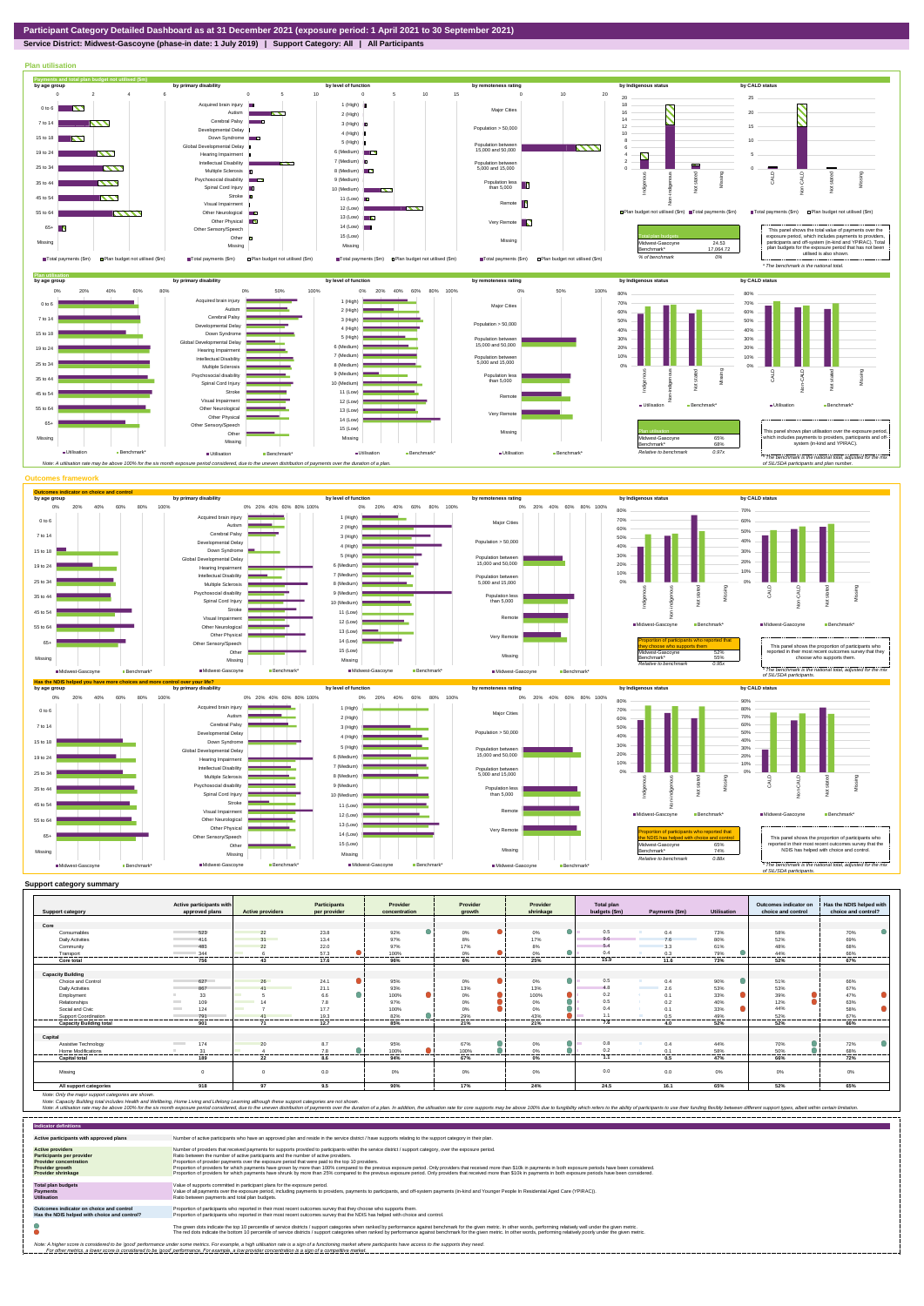# Participant Category Detailed Dashboard as at 31 December 2021 (exposure period: 1 April 2021 to 30 September 2021)

**Service District: Midwest-Gascoyne (phase-in date: 1 July 2019) | Support Category: All | All Participants**

## Plan utilisation

### Payments and total plan budget not utilised ($m)

| Total plan budgets | |
|---|---|
| Midwest-Gascoyne | 24.53 |
| Benchmark* | 17,064.72 |
| % of benchmark | 0% |

This panel shows the total value of payments over the exposure period, which includes payments to providers, participants and off-system (in-kind and YPIRAC). Total plan budgets for the exposure period that has not been utilised is also shown.

*The benchmark is the national total.

### Plan utilisation

| Plan utilisation | |
|---|---|
| Midwest-Gascoyne | 65% |
| Benchmark* | 68% |
| Relative to benchmark | 0.97x |

This panel shows plan utilisation over the exposure period, which includes payments to providers, participants and off-system (in-kind and YPIRAC).

*The benchmark is the national total, adjusted for the mix of SIL/SDA participants and plan number.

Note: A utilisation rate may be above 100% for the six month exposure period considered, due to the uneven distribution of payments over the duration of a plan.

## Outcomes framework

### Outcomes indicator on choice and control

| Proportion of participants who reported that they choose who supports them | |
|---|---|
| Midwest-Gascoyne | 52% |
| Benchmark* | 55% |
| Relative to benchmark | 0.95x |

This panel shows the proportion of participants who reported in their most recent outcomes survey that they choose who supports them.

*The benchmark is the national total, adjusted for the mix of SIL/SDA participants.

### Has the NDIS helped you have more choices and more control over your life?

| Proportion of participants who reported that the NDIS has helped with choice and control | |
|---|---|
| Midwest-Gascoyne | 65% |
| Benchmark* | 74% |
| Relative to benchmark | 0.88x |

This panel shows the proportion of participants who reported in their most recent outcomes survey that the NDIS has helped with choice and control.

*The benchmark is the national total, adjusted for the mix of SIL/SDA participants.

## Support category summary

| Support category | Active participants with approved plans | Active providers | Participants per provider | Provider concentration | Provider growth | Provider shrinkage | Total plan budgets ($m) | Payments ($m) | Utilisation | Outcomes indicator on choice and control | Has the NDIS helped with choice and control? |
|---|---|---|---|---|---|---|---|---|---|---|---|
| **Core** | | | | | | | | | | | |
| Consumables | 523 | 22 | 23.8 | 92% | 0% | 0% | 0.5 | 0.4 | 73% | 58% | 70% |
| Daily Activities | 416 | 31 | 13.4 | 97% | 8% | 17% | 9.6 | 7.6 | 80% | 52% | 69% |
| Community | 483 | 22 | 22.0 | 97% | 17% | 8% | 5.4 | 3.3 | 61% | 48% | 68% |
| Transport | 344 | 6 | 57.3 | 100% | 0% | 0% | 0.4 | 0.3 | 79% | 44% | 66% |
| **Core total** | **756** | **43** | **17.6** | **96%** | **6%** | **25%** | **15.9** | **11.6** | **73%** | **52%** | **67%** |
| **Capacity Building** | | | | | | | | | | | |
| Choice and Control | 627 | 26 | 24.1 | 95% | 0% | 0% | 0.5 | 0.4 | 90% | 51% | 66% |
| Daily Activities | 867 | 41 | 21.1 | 93% | 13% | 13% | 4.9 | 2.6 | 53% | 53% | 67% |
| Employment | 33 | 5 | 6.6 | 100% | 0% | 100% | 0.2 | 0.1 | 33% | 39% | 47% |
| Relationships | 109 | 14 | 7.8 | 97% | 0% | 0% | 0.5 | 0.2 | 40% | 12% | 63% |
| Social and Civic | 124 | 7 | 17.7 | 100% | 0% | 0% | 0.4 | 0.1 | 33% | 44% | 56% |
| Support Coordination | 791 | 41 | 19.3 | 82% | 29% | 43% | 1.1 | 0.5 | 49% | 52% | 67% |
| **Capacity Building total** | **901** | **71** | **12.7** | **85%** | **21%** | **21%** | **7.8** | **4.0** | **52%** | **52%** | **66%** |
| **Capital** | | | | | | | | | | | |
| Assistive Technology | 174 | 20 | 8.7 | 95% | 67% | 0% | 0.8 | 0.4 | 44% | 70% | 72% |
| Home Modifications | 31 | 4 | 7.8 | 100% | 100% | 0% | 0.2 | 0.1 | 58% | 50% | 68% |
| **Capital total** | **189** | **22** | **8.6** | **94%** | **67%** | **0%** | **1.1** | **0.5** | **47%** | **66%** | **72%** |
| Missing | 0 | 0 | 0.0 | 0% | 0% | 0% | 0.0 | 0.0 | 0% | 0% | 0% |
| **All support categories** | **918** | **97** | **9.5** | **90%** | **17%** | **24%** | **24.5** | **16.1** | **65%** | **52%** | **65%** |

Note: Only the major support categories are shown.

Note: Capacity Building total includes Health and Wellbeing, Home Living and Lifelong Learning although these support categories are not shown.

Note: A utilisation rate may be above 100% for the six month exposure period considered, due to the uneven distribution of payments over the duration of a plan. In addition, the utilisation rate for core supports may be above 100% due to fungibility which refers to the ability of participants to use their funding flexibly between different support types, albeit within certain limitations.

## Indicator definitions

| Indicator | Definition |
|---|---|
| Active participants with approved plans | Number of active participants who have an approved plan and reside in the service district / have supports relating to the support category in their plan. |
| Active providers | Number of providers that received payments for supports provided to participants within the service district / support category, over the exposure period. |
| Participants per provider | Ratio between the number of active participants and the number of active providers. |
| Provider concentration | Proportion of provider payments over the exposure period that were paid to the top 10 providers. |
| Provider growth | Proportion of providers for which payments have grown by more than 100% compared to the previous exposure period. Only providers that received more than $10k in payments in both exposure periods have been considered. |
| Provider shrinkage | Proportion of providers for which payments have shrunk by more than 25% compared to the previous exposure period. Only providers that received more than $10k in payments in both exposure periods have been considered. |
| Total plan budgets | Value of supports committed in participant plans for the exposure period. |
| Payments | Value of all payments over the exposure period, including payments to providers, payments to participants, and off-system payments (in-kind and Younger People In Residential Aged Care (YPIRAC)). |
| Utilisation | Ratio between payments and total plan budgets. |
| Outcomes indicator on choice and control | Proportion of participants who reported in their most recent outcomes survey that they choose who supports them. |
| Has the NDIS helped with choice and control? | Proportion of participants who reported in their most recent outcomes survey that the NDIS has helped with choice and control. |

The green dots indicate the top 10 percentile of service districts / support categories when ranked by performance against benchmark for the given metric. In other words, performing relatively well under the given metric.

The red dots indicate the bottom 10 percentile of service districts / support categories when ranked by performance against benchmark for the given metric. In other words, performing relatively poorly under the given metric.

Note: A higher score is considered to be 'good' performance under some metrics. For example, a high utilisation rate is a sign of a functioning market where participants have access to the supports they need.
For other metrics, a lower score is considered to be 'good' performance. For example, a low provider concentration is a sign of a competitive market.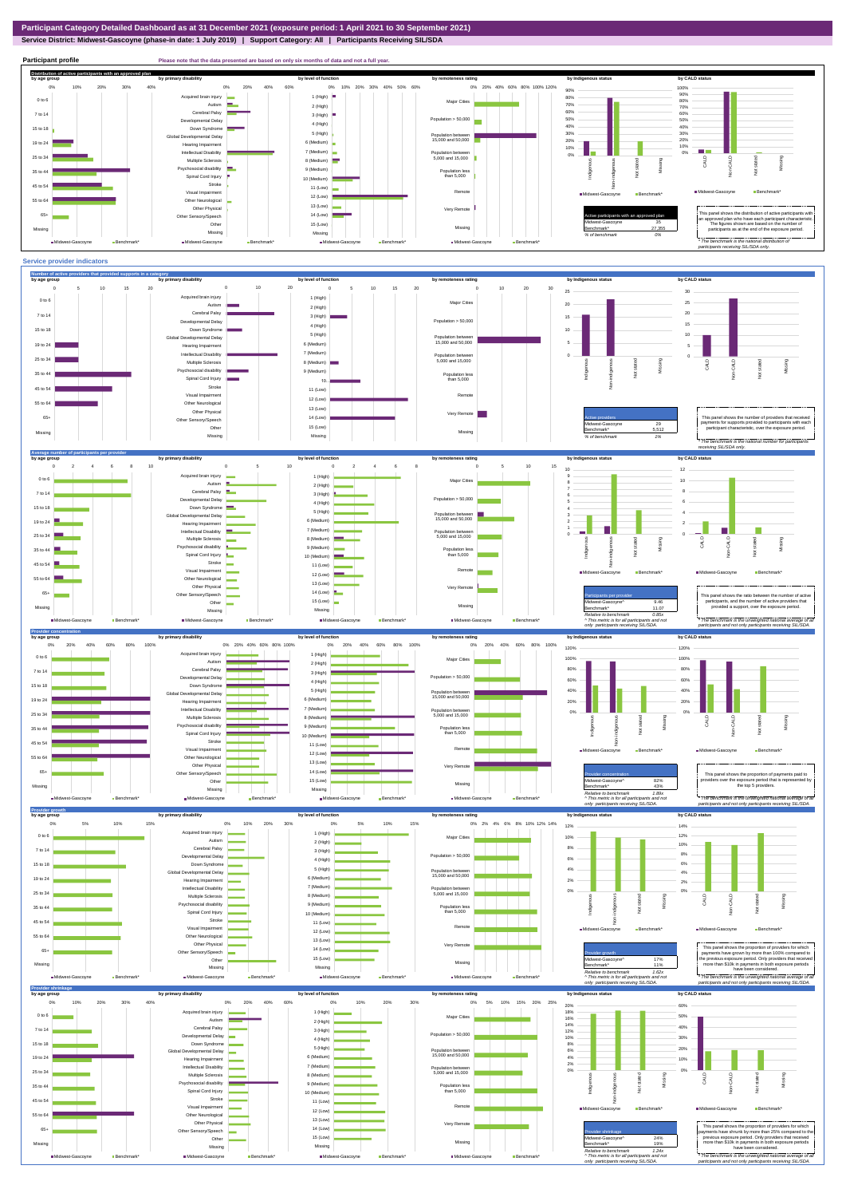# Participant Category Detailed Dashboard as at 31 December 2021 (exposure period: 1 April 2021 to 30 September 2021)

**Service District: Midwest-Gascoyne (phase-in date: 1 July 2019) | Support Category: All | Participants Receiving SIL/SDA**

## Participant profile

Please note that the data presented are based on only six months of data and not a full year.

### Distribution of active participants with an approved plan

by age group | by primary disability | by level of function | by remoteness rating | by Indigenous status | by CALD status

| Active participants with an approved plan | |
|---|---|
| Midwest-Gascoyne | 35 |
| Benchmark* | 27,355 |
| % of benchmark | 0% |

This panel shows the distribution of active participants with an approved plan who have each participant characteristic. The figures shown are based on the number of participants as at the end of the exposure period.

* The benchmark is the national distribution of participants receiving SIL/SDA only.

## Service provider indicators

### Number of active providers that provided supports in a category

by age group | by primary disability | by level of function | by remoteness rating | by Indigenous status | by CALD status

| Active providers | |
|---|---|
| Midwest-Gascoyne | 29 |
| Benchmark* | 5,512 |
| % of benchmark | 1% |

This panel shows the number of providers that received payments for supports provided to participants with each participant characteristic, over the exposure period.

* The benchmark is the national number for participants receiving SIL/SDA only.

### Average number of participants per provider

by age group | by primary disability | by level of function | by remoteness rating | by Indigenous status | by CALD status

| Participants per provider | |
|---|---|
| Midwest-Gascoyne | 9.46 |
| Benchmark* | 11.07 |
| Relative to benchmark | 0.85x |

^ This metric is for all participants and not only participants receiving SIL/SDA.

This panel shows the ratio between the number of active participants and the number of active providers that provided a support, over the exposure period.

* The benchmark is the unweighted national average of all participants and not only participants receiving SIL/SDA.

### Provider concentration

by age group | by primary disability | by level of function | by remoteness rating | by Indigenous status | by CALD status

| Provider concentration | |
|---|---|
| Midwest-Gascoyne^ | 82% |
| Benchmark* | 43% |
| Relative to benchmark | 1.89x |

^ This metric is for all participants and not only participants receiving SIL/SDA.

This panel shows the proportion of payments paid to providers over the exposure period that is represented by the top 5 providers.

* The benchmark is the unweighted national average of all participants and not only participants receiving SIL/SDA.

### Provider growth

by age group | by primary disability | by level of function | by remoteness rating | by Indigenous status | by CALD status

| Provider growth | |
|---|---|
| Midwest-Gascoyne^ | 17% |
| Benchmark* | 11% |
| Relative to benchmark | 1.62x |

^ This metric is for all participants and not only participants receiving SIL/SDA.

This panel shows the proportion of providers for which payments have grown by more than 100% compared to the previous exposure period. Only providers that received more than $10k in payments in both exposure periods have been considered.

* The benchmark is the unweighted national average of all participants and not only participants receiving SIL/SDA.

### Provider shrinkage

by age group | by primary disability | by level of function | by remoteness rating | by Indigenous status | by CALD status

| Provider shrinkage | |
|---|---|
| Midwest-Gascoyne^ | 24% |
| Benchmark* | 19% |
| Relative to benchmark | 1.26x |

^ This metric is for all participants and not only participants receiving SIL/SDA.

This panel shows the proportion of providers for which payments have shrunk by more than 25% compared to the previous exposure period. Only providers that received more than $10k in payments in both exposure periods have been considered.

* The benchmark is the unweighted national average of all participants and not only participants receiving SIL/SDA.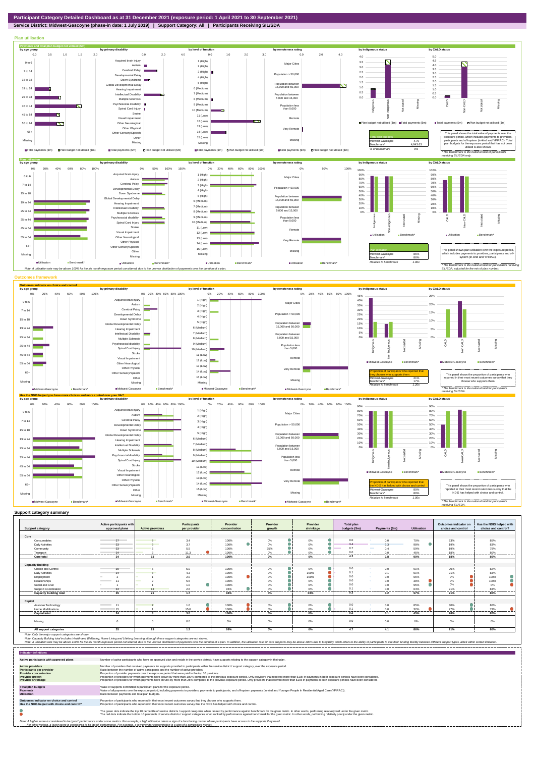# Participant Category Detailed Dashboard as at 31 December 2021 (exposure period: 1 April 2021 to 30 September 2021)

**Service District: Midwest-Gascoyne (phase-in date: 1 July 2019) | Support Category: All | Participants Receiving SIL/SDA**

## Plan utilisation

### Payments and total plan budget not utilised ($m)

by age group | by primary disability | by level of function | by remoteness rating | by Indigenous status | by CALD status

| Total plan budgets | |
|---|---|
| Midwest-Gascoyne | 4.70 |
| Benchmark* | 4,943.63 |
| % of benchmark | 0% |

This panel shows the total value of payments over the exposure period, which includes payments to providers, participants and off-system (in-kind and YPIRAC). Total plan budgets for the exposure period that has not been utilised is also shown.

*The benchmark is the national total for participants receiving SIL/SDA only.

### Plan utilisation

| Plan utilisation | |
|---|---|
| Midwest-Gascoyne | 86% |
| Benchmark* | 86% |
| Relative to benchmark | 1.00x |

This panel shows plan utilisation over the exposure period, which includes payments to providers, participants and off-system (in-kind and YPIRAC).

*The benchmark is the national total for participants receiving SIL/SDA, adjusted for the mix of plan number.

Note: A utilisation rate may be above 100% for the six month exposure period considered, due to the uneven distribution of payments over the duration of a plan.

## Outcomes framework

### Outcomes indicator on choice and control

| Proportion of participants who reported that they choose who supports them | |
|---|---|
| Midwest-Gascoyne | 21% |
| Benchmark* | 17% |
| Relative to benchmark | 1.20x |

This panel shows the proportion of participants who reported in their most recent outcomes survey that they choose who supports them.

*The benchmark is the national total for participants receiving SIL/SDA.

### Has the NDIS helped you have more choices and more control over your life?

| Proportion of participants who reported that the NDIS has helped with choice and control | |
|---|---|
| Midwest-Gascoyne | 80% |
| Benchmark* | 80% |
| Relative to benchmark | 1.00x |

This panel shows the proportion of participants who reported in their most recent outcomes survey that the NDIS has helped with choice and control.

*The benchmark is the national total for participants receiving SIL/SDA.

## Support category summary

| Support category | Active participants with approved plans | Active providers | Participants per provider | Provider concentration | Provider growth | Provider shrinkage | Total plan budgets ($m) | Payments ($m) | Utilisation | Outcomes indicator on choice and control | Has the NDIS helped with choice and control? |
|---|---|---|---|---|---|---|---|---|---|---|---|
| **Core** | | | | | | | | | | | |
| Consumables | 27 | 8 | 3.4 | 100% | 0% | 0% | 0.0 | 0.0 | 70% | 23% | 85% |
| Daily Activities | 33 | 9 | 3.7 | 100% | 0% | 0% | 3.4 | 3.3 | 98% | 19% | 83% |
| Community | 33 | 6 | 5.5 | 100% | 25% | 0% | 0.7 | 0.4 | 59% | 19% | 79% |
| Transport | 34 | 3 | 11.3 | 100% | 0% | 0% | 0.0 | 0.0 | 45% | 18% | 80% |
| **Core total** | **34** | **13** | **2.6** | **100%** | **0%** | **0%** | **4.2** | **3.8** | **90%** | **18%** | **80%** |
| **Capacity Building** | | | | | | | | | | | |
| Choice and Control | 30 | 6 | 5.0 | 100% | 0% | 0% | 0.0 | 0.0 | 91% | 20% | 82% |
| Daily Activities | 34 | 8 | 4.3 | 100% | 0% | 100% | 0.1 | 0.1 | 51% | 21% | 83% |
| Employment | 2 | 1 | 2.0 | 100% | 0% | 100% | 0.0 | 0.0 | 66% | 0% | 100% |
| Relationships | 11 | 2 | 5.5 | 100% | 0% | 0% | 0.0 | 0.0 | 38% | 0% | 100% |
| Social and Civic | 1 | 1 | 1.0 | 100% | 0% | 0% | 0.0 | 0.0 | 95% | 0% | 0% |
| Support Coordination | 34 | 13 | 2.6 | 98% | 0% | 0% | 0.1 | 0.0 | 64% | 21% | 83% |
| **Capacity Building total** | **35** | **21** | **1.7** | **94%** | **0%** | **33%** | **0.3** | **0.2** | **57%** | **21%** | **80%** |
| **Capital** | | | | | | | | | | | |
| Assistive Technology | 11 | 7 | 1.6 | 100% | 0% | 0% | 0.0 | 0.0 | 85% | 30% | 86% |
| Home Modifications | 15 | 1 | 15.0 | 100% | 0% | 0% | 0.1 | 0.0 | 32% | 27% | 73% |
| **Capital total** | **24** | **8** | **3.0** | **100%** | **0%** | **0%** | **0.2** | **0.1** | **45%** | **26%** | **82%** |
| Missing | 0 | 0 | 0.0 | 0% | 0% | 0% | 0.0 | 0.0 | 0% | 0% | 0% |
| **All support categories** | **35** | **29** | **1.2** | **99%** | **0%** | **0%** | **4.7** | **4.1** | **86%** | **21%** | **80%** |

Note: Only the major support categories are shown.

Note: Capacity Building total includes Health and Wellbeing, Home Living and Lifelong Learning although these support categories are not shown.

Note: A utilisation rate may be above 100% for the six month exposure period considered, due to the uneven distribution of payments over the duration of a plan. In addition, the utilisation rate for core supports may be above 100% due to fungibility which refers to the ability of participants to use their funding flexibly between different support types, albeit within certain limitation.

## Indicator definitions

| Indicator | Definition |
|---|---|
| **Active participants with approved plans** | Number of active participants who have an approved plan and reside in the service district / have supports relating to the support category in their plan. |
| **Active providers** | Number of providers that received payments for supports provided to participants within the service district / support category, over the exposure period. |
| **Participants per provider** | Ratio between the number of active participants and the number of active providers. |
| **Provider concentration** | Proportion of provider payments over the exposure period that were paid to the top 10 providers. |
| **Provider growth** | Proportion of providers for which payments have grown by more than 100% compared to the previous exposure period. Only providers that received more than $10k in payments in both exposure periods have been considered. |
| **Provider shrinkage** | Proportion of providers for which payments have shrunk by more than 25% compared to the previous exposure period. Only providers that received more than $10k in payments in both exposure periods have been considered. |
| **Total plan budgets** | Value of supports committed in participant plans for the exposure period. |
| **Payments** | Value of all payments over the exposure period, including payments to providers, payments to participants, and off-system payments (in-kind and Younger People In Residential Aged Care (YPIRAC)). |
| **Utilisation** | Ratio between payments and total plan budgets. |
| **Outcomes indicator on choice and control** | Proportion of participants who reported in their most recent outcomes survey that they choose who supports them. |
| **Has the NDIS helped with choice and control?** | Proportion of participants who reported in their most recent outcomes survey that the NDIS has helped with choice and control. |

The green dots indicate the top 10 percentile of service districts / support categories when ranked by performance against benchmark for the given metric. In other words, performing relatively well under the given metric.

The red dots indicate the bottom 10 percentile of service districts / support categories when ranked by performance against benchmark for the given metric. In other words, performing relatively poorly under the given metric.

Note: A higher score is considered to be 'good' performance under some metrics. For example, a high utilisation rate is a sign of a functioning market where participants have access to the supports they need.
For other metrics, a lower score is considered to be 'good' performance. For example, a low provider concentration is a sign of a competitive market.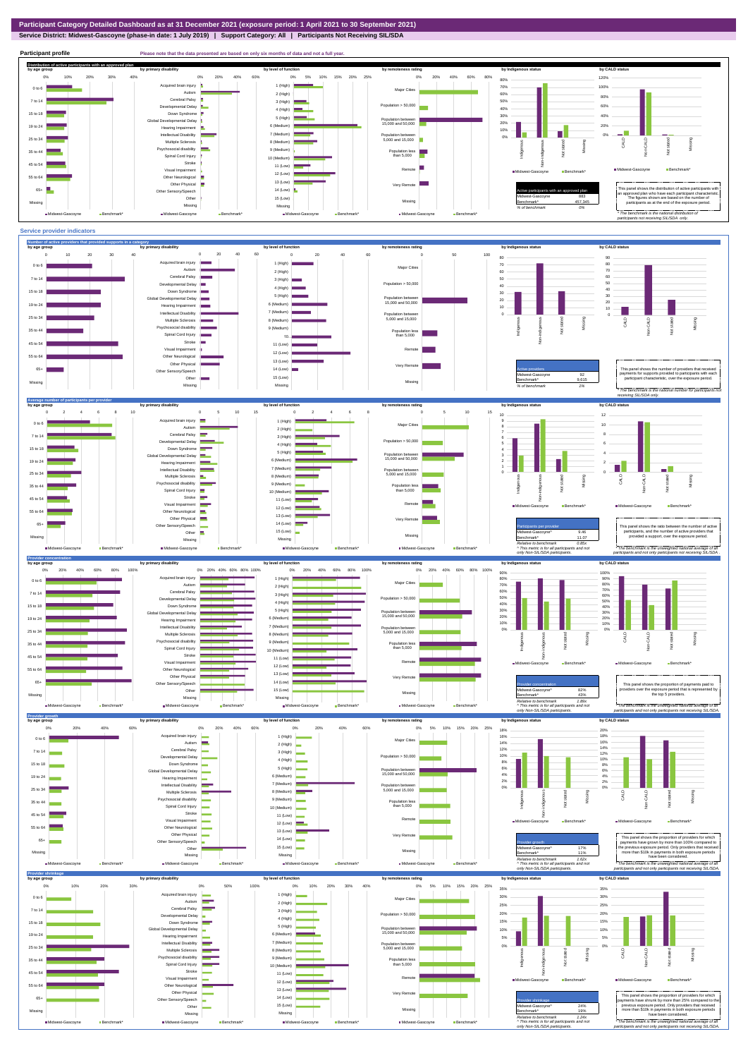# Participant Category Detailed Dashboard as at 31 December 2021 (exposure period: 1 April 2021 to 30 September 2021)

**Service District: Midwest-Gascoyne (phase-in date: 1 July 2019) | Support Category: All | Participants Not Receiving SIL/SDA**

## Participant profile

Please note that the data presented are based on only six months of data and not a full year.

### Distribution of active participants with an approved plan

| Active participants with an approved plan | |
|---|---|
| Midwest-Gascoyne | 883 |
| Benchmark* | 457,345 |
| % of benchmark | 0% |

This panel shows the distribution of active participants with an approved plan who have each participant characteristic. The figures shown are based on the number of participants as at the end of the exposure period.

* The benchmark is the national distribution of participants not receiving SIL/SDA only.

## Service provider indicators

### Number of active providers that provided supports in a category

| Active providers | |
|---|---|
| Midwest-Gascoyne | 92 |
| Benchmark* | 9,615 |
| % of benchmark | 1% |

This panel shows the number of providers that received payments for supports provided to participants with each participant characteristic, over the exposure period.

* The benchmark is the national number for participants not receiving SIL/SDA only.

### Average number of participants per provider

| Participants per provider | |
|---|---|
| Midwest-Gascoyne^ | 9.46 |
| Benchmark* | 11.07 |
| Relative to benchmark | 0.85x |

^ This metric is for all participants and not only Non-SIL/SDA participants.

This panel shows the ratio between the number of active participants, and the number of active providers that provided a support, over the exposure period.

* The benchmark is the unweighted national average of all participants and not only participants not receiving SIL/SDA.

### Provider concentration

| Provider concentration | |
|---|---|
| Midwest-Gascoyne^ | 82% |
| Benchmark* | 43% |
| Relative to benchmark | 1.89x |

^ This metric is for all participants and not only Non-SIL/SDA participants.

This panel shows the proportion of payments paid to providers over the exposure period that is represented by the top 5 providers.

* The benchmark is the unweighted national average of all participants and not only participants not receiving SIL/SDA.

### Provider growth

| Provider growth | |
|---|---|
| Midwest-Gascoyne^ | 17% |
| Benchmark* | 11% |
| Relative to benchmark | 1.62x |

^ This metric is for all participants and not only Non-SIL/SDA participants.

This panel shows the proportion of providers for which payments have grown by more than 100% compared to the previous exposure period. Only providers that received more than $10k in payments in both exposure periods have been considered.

* The benchmark is the unweighted national average of all participants and not only participants not receiving SIL/SDA.

### Provider shrinkage

| Provider shrinkage | |
|---|---|
| Midwest-Gascoyne^ | 24% |
| Benchmark* | 19% |
| Relative to benchmark | 1.26x |

^ This metric is for all participants and not only Non-SIL/SDA participants.

This panel shows the proportion of providers for which payments have shrunk by more than 25% compared to the previous exposure period. Only providers that received more than $10k in payments in both exposure periods have been considered.

* The benchmark is the unweighted national average of all participants and not only participants not receiving SIL/SDA.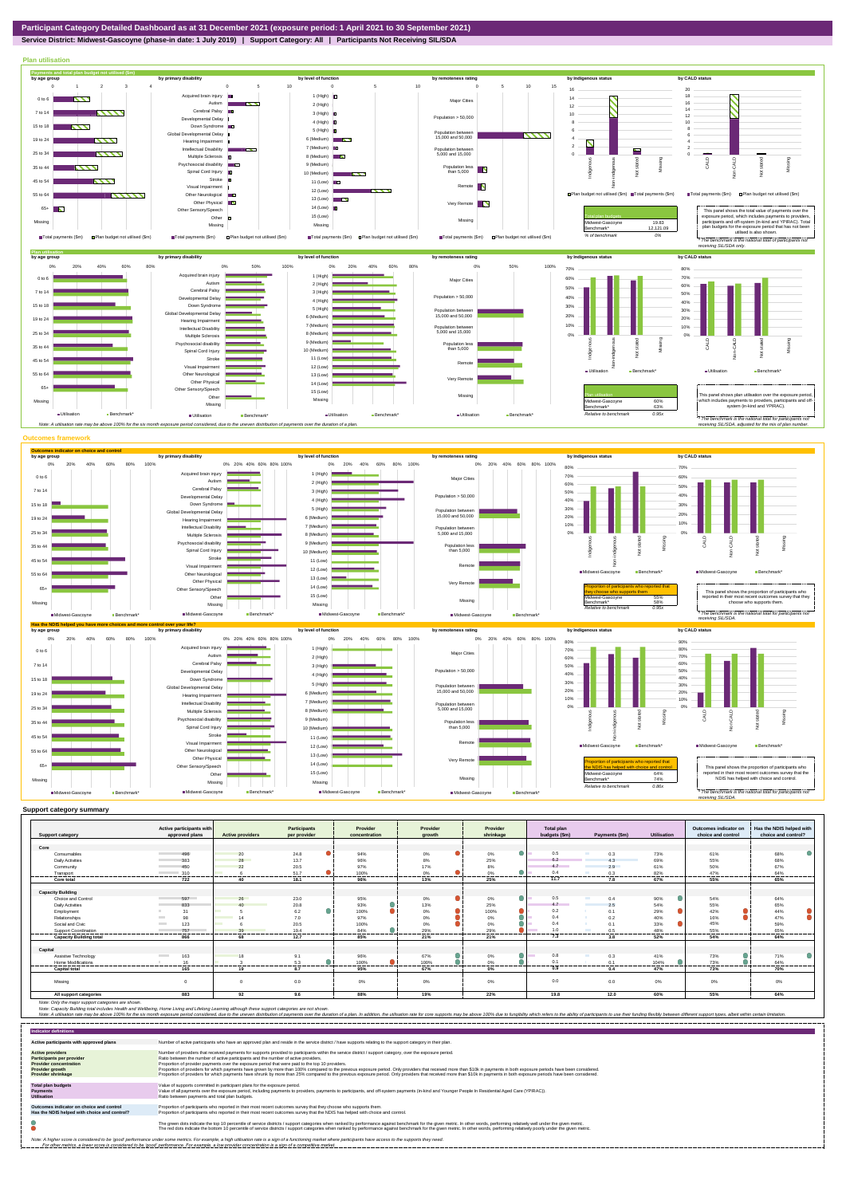**Participant Category Detailed Dashboard as at 31 December 2021 (exposure period: 1 April 2021 to 30 September 2021)**

**Service District: Midwest-Gascoyne (phase-in date: 1 July 2019) | Support Category: All | Participants Not Receiving SIL/SDA**

## Plan utilisation

**Payments and total plan budget not utilised ($m)**

by age group | by primary disability | by level of function | by remoteness rating | by Indigenous status | by CALD status

Total payments ($m) | Plan budget not utilised ($m)

| Total plan budgets | |
|---|---|
| Midwest-Gascoyne | 19.83 |
| Benchmark* | 12,121.09 |
| % of benchmark | 0% |

This panel shows the total value of payments over the exposure period, which includes payments to providers, participants and off-system (in-kind and YPIRAC). Total plan budgets for the exposure period that has not been utilised is also shown.

*The benchmark is the national total for participants not receiving SIL/SDA only.

**Plan utilisation**

Utilisation | Benchmark*

| Plan utilisation | |
|---|---|
| Midwest-Gascoyne | 60% |
| Benchmark* | 63% |
| Relative to benchmark | 0.95x |

This panel shows plan utilisation over the exposure period, which includes payments to providers, participants and off-system (in-kind and YPIRAC).

*The benchmark is the national total for participants not receiving SIL/SDA, adjusted for the mix of plan number.

Note: A utilisation rate may be above 100% for the six month exposure period considered, due to the uneven distribution of payments over the duration of a plan.

## Outcomes framework

**Outcomes indicator on choice and control**

Midwest-Gascoyne | Benchmark*

| Proportion of participants who reported that they choose who supports them | |
|---|---|
| Midwest-Gascoyne | 55% |
| Benchmark* | 58% |
| Relative to benchmark | 0.95x |

This panel shows the proportion of participants who reported in their most recent outcomes survey that they choose who supports them.

*The benchmark is the national total for participants not receiving SIL/SDA.

**Has the NDIS helped you have more choices and more control over your life?**

| Proportion of participants who reported that the NDIS has helped with choice and control | |
|---|---|
| Midwest-Gascoyne | 64% |
| Benchmark* | 74% |
| Relative to benchmark | 0.86x |

This panel shows the proportion of participants who reported in their most recent outcomes survey that the NDIS has helped with choice and control.

*The benchmark is the national total for participants not receiving SIL/SDA.

## Support category summary

| Support category | Active participants with approved plans | Active providers | Participants per provider | Provider concentration | Provider growth | Provider shrinkage | Total plan budgets ($m) | Payments ($m) | Utilisation | Outcomes indicator on choice and control | Has the NDIS helped with choice and control? |
|---|---|---|---|---|---|---|---|---|---|---|---|
| **Core** | | | | | | | | | | | |
| Consumables | 496 | 20 | 24.8 | 94% | 0% | 0% | 0.5 | 0.3 | 73% | 61% | 68% |
| Daily Activities | 383 | 28 | 13.7 | 96% | 8% | 25% | 6.2 | 4.3 | 69% | 55% | 66% |
| Community | 450 | 22 | 20.5 | 97% | 17% | 8% | 4.7 | 2.9 | 61% | 50% | 67% |
| Transport | 310 | 6 | 51.7 | 100% | 0% | 0% | 0.4 | 0.3 | 82% | 47% | 64% |
| **Core total** | **732** | **40** | **18.3** | **96%** | **13%** | **25%** | **11.7** | **7.8** | **67%** | **55%** | **65%** |
| **Capacity Building** | | | | | | | | | | | |
| Choice and Control | 597 | 26 | 23.0 | 95% | 0% | 0% | 0.5 | 0.4 | 90% | 54% | 64% |
| Daily Activities | 833 | 40 | 20.8 | 93% | 13% | 25% | 4.7 | 2.5 | 54% | 55% | 65% |
| Employment | 31 | 5 | 6.2 | 100% | 0% | 100% | 0.2 | 0.1 | 29% | 42% | 44% |
| Relationships | 98 | 14 | 7.0 | 97% | 0% | 0% | 0.4 | 0.2 | 40% | 16% | 47% |
| Social and Civic | 123 | 6 | 20.5 | 100% | 0% | 0% | 0.4 | 0.1 | 33% | 45% | 59% |
| Support Coordination | 757 | 39 | 19.4 | 84% | 29% | 29% | 1.0 | 0.5 | 48% | 55% | 65% |
| **Capacity Building total** | **866** | **68** | **12.7** | **85%** | **21%** | **21%** | **7.3** | **3.8** | **52%** | **54%** | **64%** |
| **Capital** | | | | | | | | | | | |
| Assistive Technology | 163 | 18 | 9.1 | 96% | 67% | 0% | 0.8 | 0.3 | 41% | 73% | 71% |
| Home Modifications | 16 | 3 | 5.3 | 100% | 100% | 0% | 0.1 | 0.1 | 104% | 73% | 64% |
| **Capital total** | **165** | **19** | **8.7** | **95%** | **67%** | **0%** | **0.9** | **0.4** | **47%** | **73%** | **70%** |
| Missing | 0 | 0 | 0.0 | 0% | 0% | 0% | 0.0 | 0.0 | 0% | 0% | 0% |
| **All support categories** | **883** | **92** | **9.6** | **88%** | **19%** | **22%** | **19.8** | **12.0** | **60%** | **55%** | **64%** |

Note: Only the major support categories are shown.

Note: Capacity Building total includes Health and Wellbeing, Home Living and Lifelong Learning although these support categories are not shown.

Note: A utilisation rate may be above 100% for the six month exposure period considered, due to the uneven distribution of payments over the duration of a plan. In addition, the utilisation rate for core supports may be above 100% due to fungibility which refers to the ability of participants to use their funding flexibly between different support types, albeit within certain limitation.

## Indicator definitions

| | |
|---|---|
| **Active participants with approved plans** | Number of active participants who have an approved plan and reside in the service district / have supports relating to the support category in their plan. |
| **Active providers** | Number of providers that received payments for supports provided to participants within the service district / support category, over the exposure period. |
| **Participants per provider** | Ratio between the number of active participants and the number of active providers. |
| **Provider concentration** | Proportion of provider payments over the exposure period that were paid to the top 10 providers. |
| **Provider growth** | Proportion of providers for which payments have grown by more than 100% compared to the previous exposure period. Only providers that received more than $10k in payments in both exposure periods have been considered. |
| **Provider shrinkage** | Proportion of providers for which payments have shrunk by more than 25% compared to the previous exposure period. Only providers that received more than $10k in payments in both exposure periods have been considered. |
| **Total plan budgets** | Value of supports committed in participant plans for the exposure period. |
| **Payments** | Value of all payments over the exposure period, including payments to providers, payments to participants, and off-system payments (in-kind and Younger People In Residential Aged Care (YPIRAC)). |
| **Utilisation** | Ratio between payments and total plan budgets. |
| **Outcomes indicator on choice and control** | Proportion of participants who reported in their most recent outcomes survey that they choose who supports them. |
| **Has the NDIS helped with choice and control?** | Proportion of participants who reported in their most recent outcomes survey that the NDIS has helped with choice and control. |

The green dots indicate the top 10 percentile of service districts / support categories when ranked by performance against benchmark for the given metric. In other words, performing relatively well under the given metric.

The red dots indicate the bottom 10 percentile of service districts / support categories when ranked by performance against benchmark for the given metric. In other words, performing relatively poorly under the given metric.

Note: A higher score is considered to be 'good' performance under some metrics. For example, a high utilisation rate is a sign of a functioning market where participants have access to the supports they need.
For other metrics, a lower score is considered to be 'good' performance. For example, a low provider concentration is a sign of a competitive market.